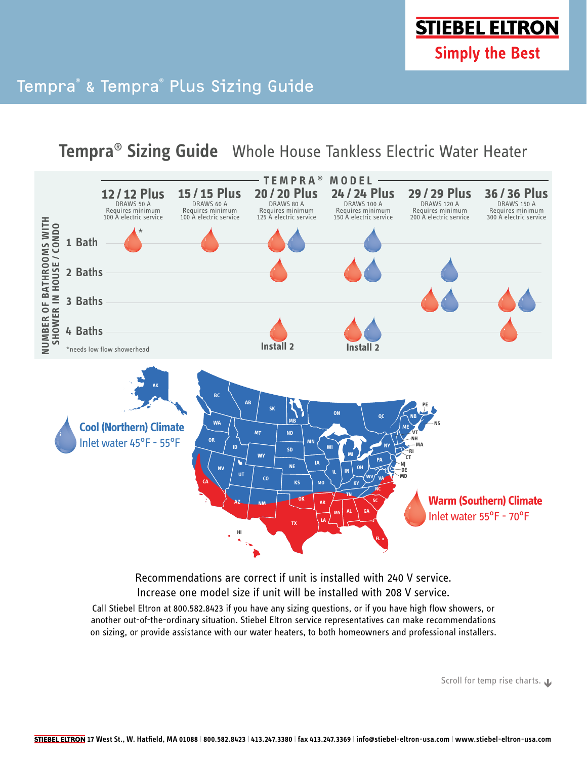**STIEBEL ELTRON**
Simply the Best

# Tempra® & Tempra® Plus Sizing Guide

## Tempra® Sizing Guide — Whole House Tankless Electric Water Heater

**TEMPRA® MODEL**

| NUMBER OF BATHROOMS WITH SHOWER IN HOUSE / CONDO | 12 / 12 Plus<br>DRAWS 50 A<br>Requires minimum 100 A electric service | 15 / 15 Plus<br>DRAWS 60 A<br>Requires minimum 100 A electric service | 20 / 20 Plus<br>DRAWS 80 A<br>Requires minimum 125 A electric service | 24 / 24 Plus<br>DRAWS 100 A<br>Requires minimum 150 A electric service | 29 / 29 Plus<br>DRAWS 120 A<br>Requires minimum 200 A electric service | 36 / 36 Plus<br>DRAWS 150 A<br>Requires minimum 300 A electric service |
|---|---|---|---|---|---|---|
| 1 Bath | Warm* | Warm | Warm, Cool | Cool | | |
| 2 Baths | | | Warm | Warm, Cool | Cool | |
| 3 Baths | | | | | Warm, Cool | Warm, Cool |
| 4 Baths | | | Warm (Install 2) | Warm, Cool (Install 2) | | Warm |

*needs low flow showerhead

**Cool (Northern) Climate**
Inlet water 45°F - 55°F

**Warm (Southern) Climate**
Inlet water 55°F - 70°F

Recommendations are correct if unit is installed with 240 V service.
Increase one model size if unit will be installed with 208 V service.

Call Stiebel Eltron at 800.582.8423 if you have any sizing questions, or if you have high flow showers, or another out-of-the-ordinary situation. Stiebel Eltron service representatives can make recommendations on sizing, or provide assistance with our water heaters, to both homeowners and professional installers.

Scroll for temp rise charts.

STIEBEL ELTRON 17 West St., W. Hatfield, MA 01088 | 800.582.8423 | 413.247.3380 | fax 413.247.3369 | info@stiebel-eltron-usa.com | www.stiebel-eltron-usa.com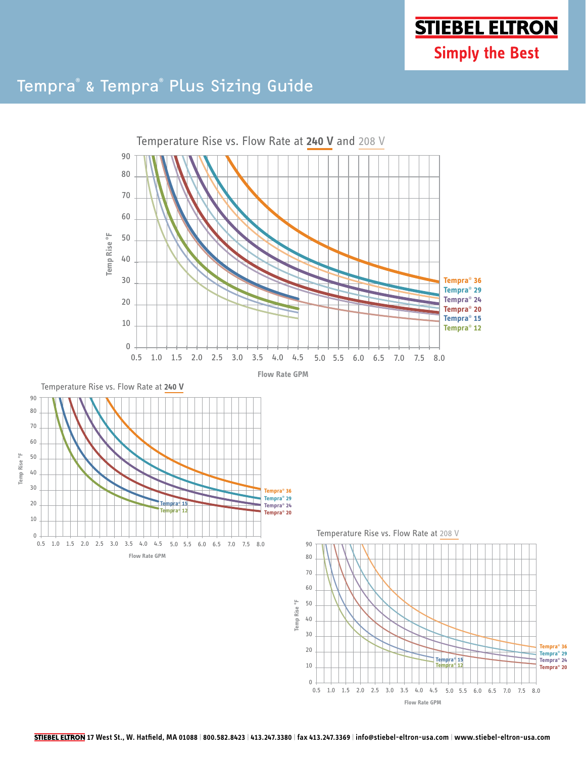STIEBEL ELTRON

Simply the Best

# Tempra® & Tempra® Plus Sizing Guide

Temperature Rise vs. Flow Rate at 240 V and 208 V

Temp Rise °F

90
80
70
60
50
40
30
20
10
0

0.5 1.0 1.5 2.0 2.5 3.0 3.5 4.0 4.5 5.0 5.5 6.0 6.5 7.0 7.5 8.0

Flow Rate GPM

Tempra® 36
Tempra® 29
Tempra® 24
Tempra® 20
Tempra® 15
Tempra® 12

Temperature Rise vs. Flow Rate at 240 V

Temp Rise °F

90
80
70
60
50
40
30
20
10
0

0.5 1.0 1.5 2.0 2.5 3.0 3.5 4.0 4.5 5.0 5.5 6.0 6.5 7.0 7.5 8.0

Flow Rate GPM

Tempra® 15
Tempra® 12
Tempra® 36
Tempra® 29
Tempra® 24
Tempra® 20

Temperature Rise vs. Flow Rate at 208 V

Temp Rise °F

90
80
70
60
50
40
30
20
10
0

0.5 1.0 1.5 2.0 2.5 3.0 3.5 4.0 4.5 5.0 5.5 6.0 6.5 7.0 7.5 8.0

Flow Rate GPM

Tempra® 15
Tempra® 12
Tempra® 36
Tempra® 29
Tempra® 24
Tempra® 20

STIEBEL ELTRON 17 West St., W. Hatfield, MA 01088 | 800.582.8423 | 413.247.3380 | fax 413.247.3369 | info@stiebel-eltron-usa.com | www.stiebel-eltron-usa.com